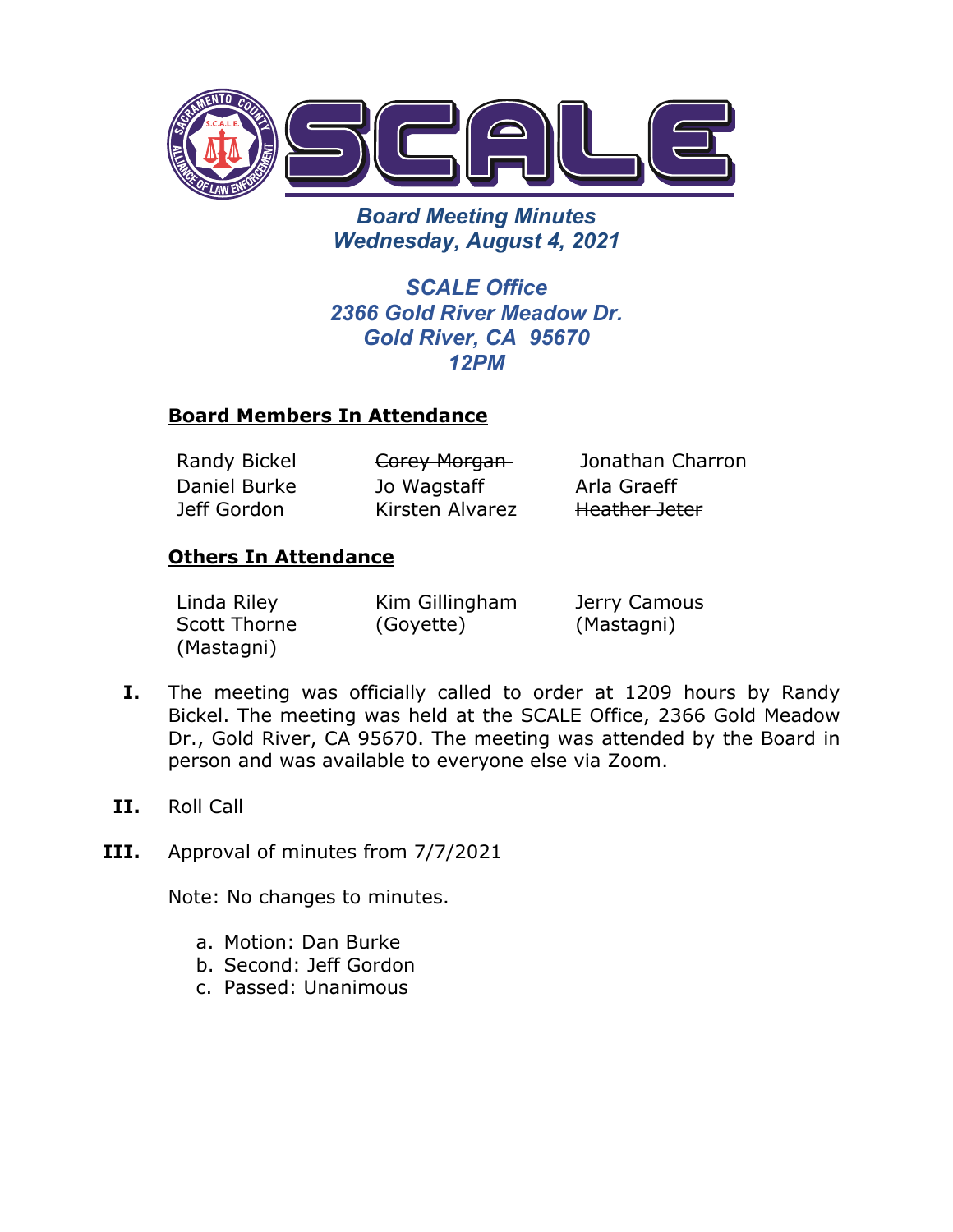# SCALE

## *Board Meeting Minutes*
## *Wednesday, August 4, 2021*

### *SCALE Office*
### *2366 Gold River Meadow Dr.*
### *Gold River, CA 95670*
### *12PM*

**Board Members In Attendance**

| | | |
|---|---|---|
| Randy Bickel | ~~Corey Morgan~~ | Jonathan Charron |
| Daniel Burke | Jo Wagstaff | Arla Graeff |
| Jeff Gordon | Kirsten Alvarez | ~~Heather Jeter~~ |

**Others In Attendance**

| | | |
|---|---|---|
| Linda Riley | Kim Gillingham (Goyette) | Jerry Camous (Mastagni) |
| Scott Thorne (Mastagni) | | |

**I.** The meeting was officially called to order at 1209 hours by Randy Bickel. The meeting was held at the SCALE Office, 2366 Gold Meadow Dr., Gold River, CA 95670. The meeting was attended by the Board in person and was available to everyone else via Zoom.

**II.** Roll Call

**III.** Approval of minutes from 7/7/2021

Note: No changes to minutes.

a. Motion: Dan Burke
b. Second: Jeff Gordon
c. Passed: Unanimous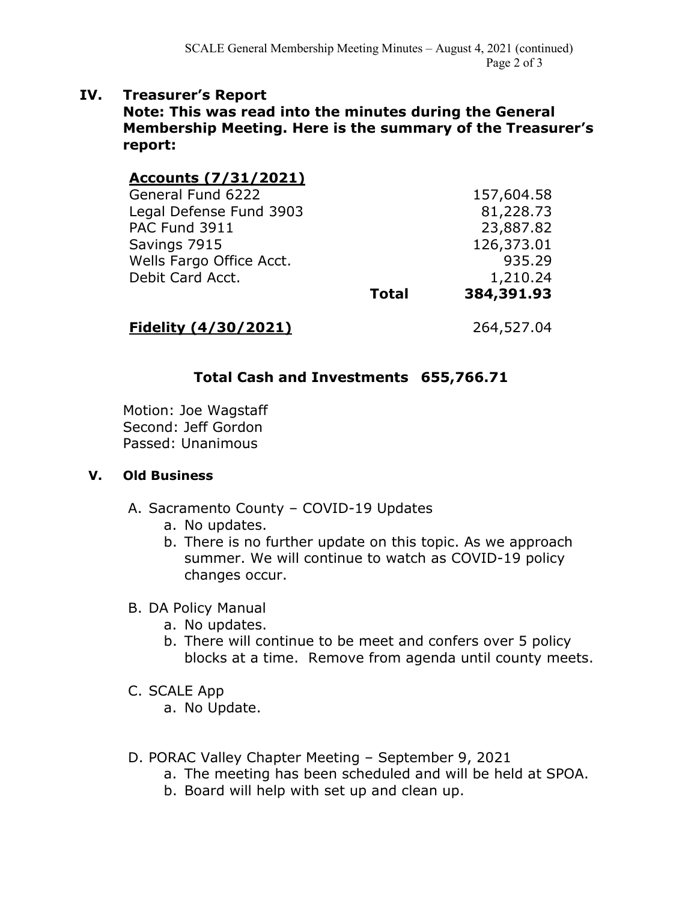## IV. Treasurer's Report

**Note: This was read into the minutes during the General Membership Meeting. Here is the summary of the Treasurer's report:**

| **Accounts (7/31/2021)** | | |
|---|---|---|
| General Fund 6222 | | 157,604.58 |
| Legal Defense Fund 3903 | | 81,228.73 |
| PAC Fund 3911 | | 23,887.82 |
| Savings 7915 | | 126,373.01 |
| Wells Fargo Office Acct. | | 935.29 |
| Debit Card Acct. | | 1,210.24 |
| | **Total** | **384,391.93** |
| **Fidelity (4/30/2021)** | | 264,527.04 |

**Total Cash and Investments 655,766.71**

Motion: Joe Wagstaff
Second: Jeff Gordon
Passed: Unanimous

## V. Old Business

A. Sacramento County – COVID-19 Updates
   a. No updates.
   b. There is no further update on this topic. As we approach summer. We will continue to watch as COVID-19 policy changes occur.

B. DA Policy Manual
   a. No updates.
   b. There will continue to be meet and confers over 5 policy blocks at a time. Remove from agenda until county meets.

C. SCALE App
   a. No Update.

D. PORAC Valley Chapter Meeting – September 9, 2021
   a. The meeting has been scheduled and will be held at SPOA.
   b. Board will help with set up and clean up.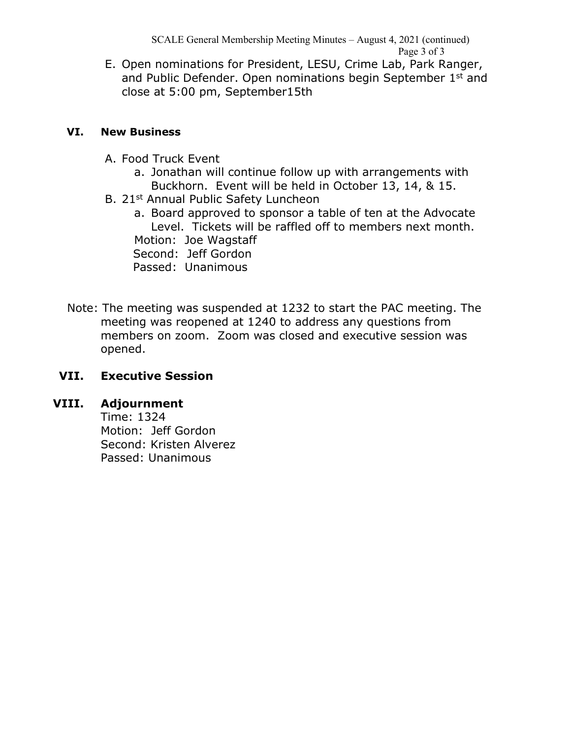E. Open nominations for President, LESU, Crime Lab, Park Ranger, and Public Defender. Open nominations begin September 1st and close at 5:00 pm, September15th

## VI. New Business

A. Food Truck Event
   a. Jonathan will continue follow up with arrangements with Buckhorn. Event will be held in October 13, 14, & 15.

B. 21st Annual Public Safety Luncheon
   a. Board approved to sponsor a table of ten at the Advocate Level. Tickets will be raffled off to members next month.
   
   Motion: Joe Wagstaff  
   Second: Jeff Gordon  
   Passed: Unanimous

Note: The meeting was suspended at 1232 to start the PAC meeting. The meeting was reopened at 1240 to address any questions from members on zoom. Zoom was closed and executive session was opened.

## VII. Executive Session

## VIII. Adjournment

Time: 1324  
Motion: Jeff Gordon  
Second: Kristen Alverez  
Passed: Unanimous